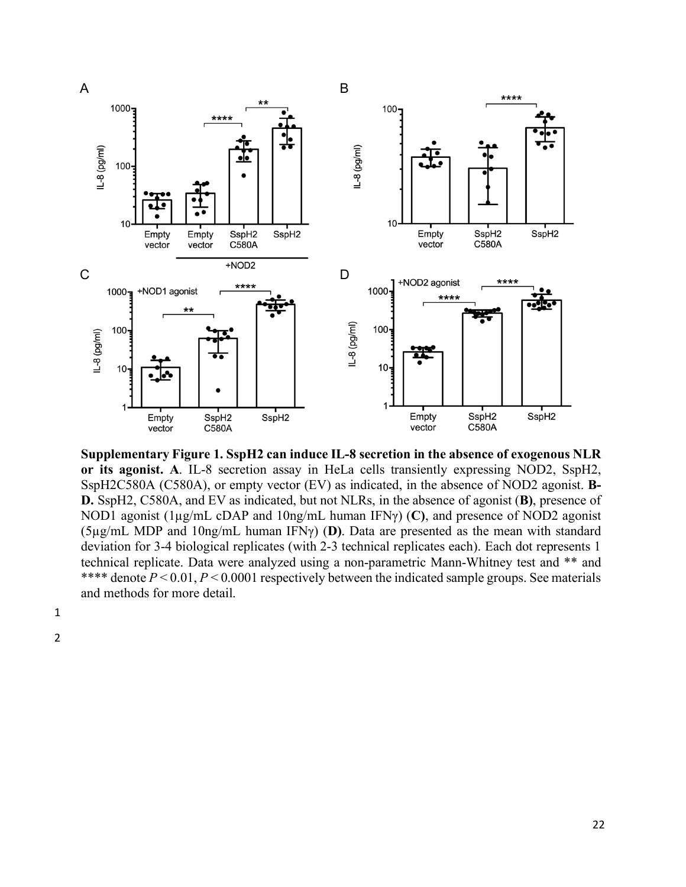**Supplementary Figure 1. SspH2 can induce IL-8 secretion in the absence of exogenous NLR or its agonist. A**. IL-8 secretion assay in HeLa cells transiently expressing NOD2, SspH2, SspH2C580A (C580A), or empty vector (EV) as indicated, in the absence of NOD2 agonist. **B-D.** SspH2, C580A, and EV as indicated, but not NLRs, in the absence of agonist (**B**), presence of NOD1 agonist (1μg/mL cDAP and 10ng/mL human IFNγ) (**C**), and presence of NOD2 agonist (5μg/mL MDP and 10ng/mL human IFNγ) (**D**). Data are presented as the mean with standard deviation for 3-4 biological replicates (with 2-3 technical replicates each). Each dot represents 1 technical replicate. Data were analyzed using a non-parametric Mann-Whitney test and ** and **** denote $P < 0.01$, $P < 0.0001$ respectively between the indicated sample groups. See materials and methods for more detail.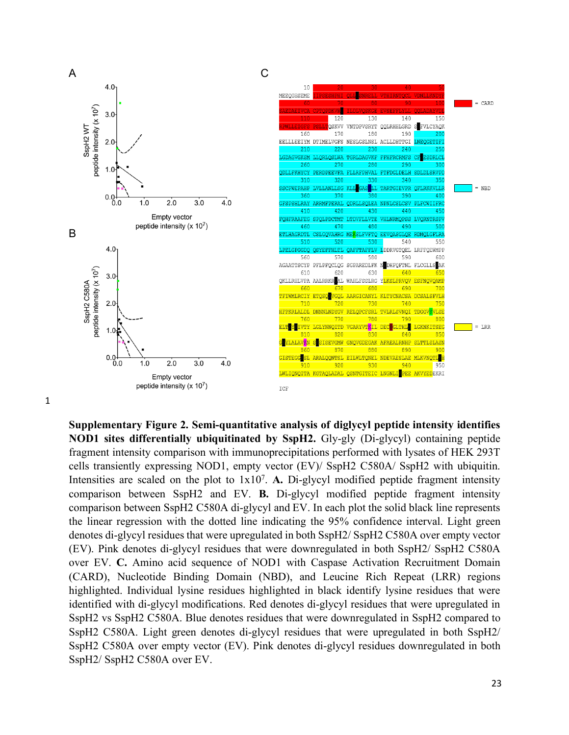**Supplementary Figure 2. Semi-quantitative analysis of diglycyl peptide intensity identifies NOD1 sites differentially ubiquitinated by SspH2.** Gly-gly (Di-glycyl) containing peptide fragment intensity comparison with immunoprecipitations performed with lysates of HEK 293T cells transiently expressing NOD1, empty vector (EV)/ SspH2 C580A/ SspH2 with ubiquitin. Intensities are scaled on the plot to $1 \times 10^7$. **A.** Di-glycyl modified peptide fragment intensity comparison between SspH2 and EV. **B.** Di-glycyl modified peptide fragment intensity comparison between SspH2 C580A di-glycyl and EV. In each plot the solid black line represents the linear regression with the dotted line indicating the 95% confidence interval. Light green denotes di-glycyl residues that were upregulated in both SspH2/ SspH2 C580A over empty vector (EV). Pink denotes di-glycyl residues that were downregulated in both SspH2/ SspH2 C580A over EV. **C.** Amino acid sequence of NOD1 with Caspase Activation Recruitment Domain (CARD), Nucleotide Binding Domain (NBD), and Leucine Rich Repeat (LRR) regions highlighted. Individual lysine residues highlighted in black identify lysine residues that were identified with di-glycyl modifications. Red denotes di-glycyl residues that were upregulated in SspH2 vs SspH2 C580A. Blue denotes residues that were downregulated in SspH2 compared to SspH2 C580A. Light green denotes di-glycyl residues that were upregulated in both SspH2/ SspH2 C580A over empty vector (EV). Pink denotes di-glycyl residues downregulated in both SspH2/ SspH2 C580A over EV.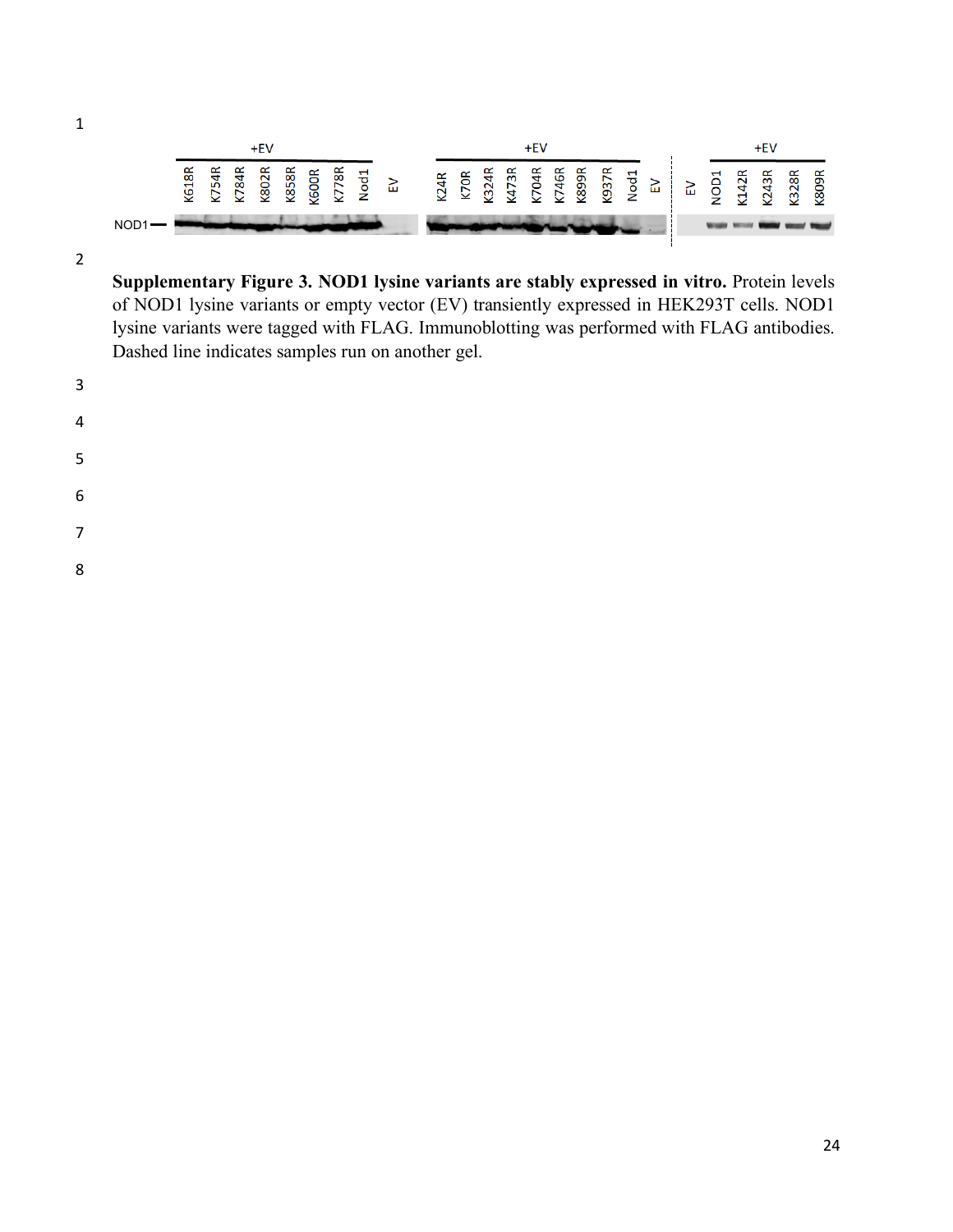**Supplementary Figure 3. NOD1 lysine variants are stably expressed in vitro.** Protein levels of NOD1 lysine variants or empty vector (EV) transiently expressed in HEK293T cells. NOD1 lysine variants were tagged with FLAG. Immunoblotting was performed with FLAG antibodies. Dashed line indicates samples run on another gel.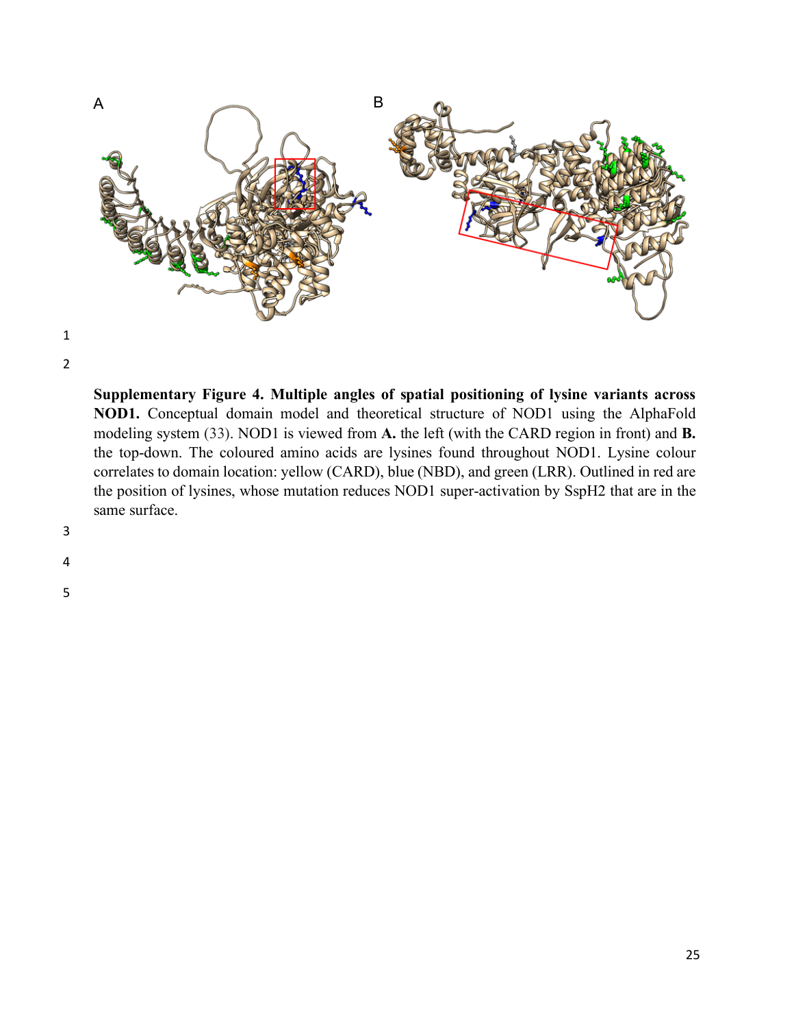**Supplementary Figure 4. Multiple angles of spatial positioning of lysine variants across NOD1.** Conceptual domain model and theoretical structure of NOD1 using the AlphaFold modeling system (33). NOD1 is viewed from **A.** the left (with the CARD region in front) and **B.** the top-down. The coloured amino acids are lysines found throughout NOD1. Lysine colour correlates to domain location: yellow (CARD), blue (NBD), and green (LRR). Outlined in red are the position of lysines, whose mutation reduces NOD1 super-activation by SspH2 that are in the same surface.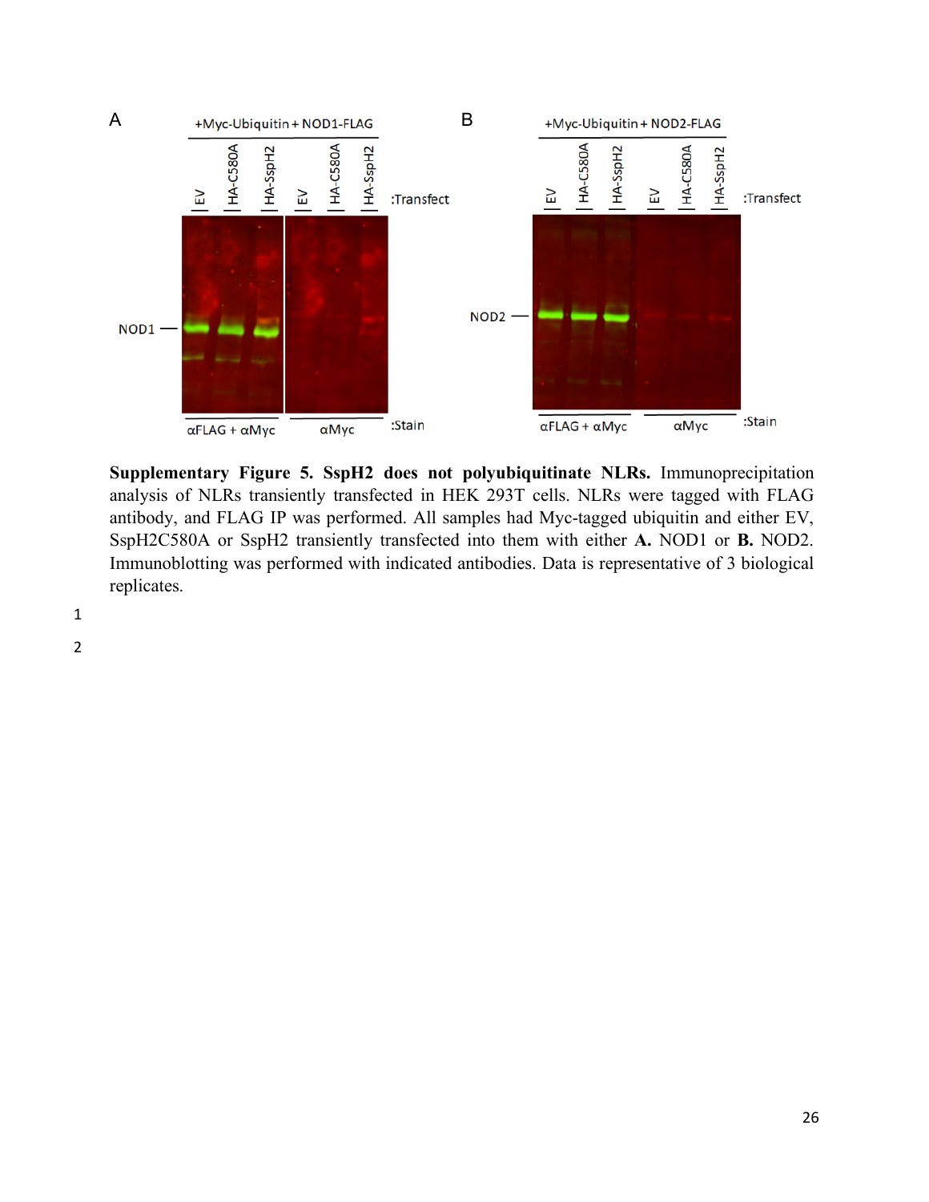**Supplementary Figure 5. SspH2 does not polyubiquitinate NLRs.** Immunoprecipitation analysis of NLRs transiently transfected in HEK 293T cells. NLRs were tagged with FLAG antibody, and FLAG IP was performed. All samples had Myc-tagged ubiquitin and either EV, SspH2C580A or SspH2 transiently transfected into them with either **A.** NOD1 or **B.** NOD2. Immunoblotting was performed with indicated antibodies. Data is representative of 3 biological replicates.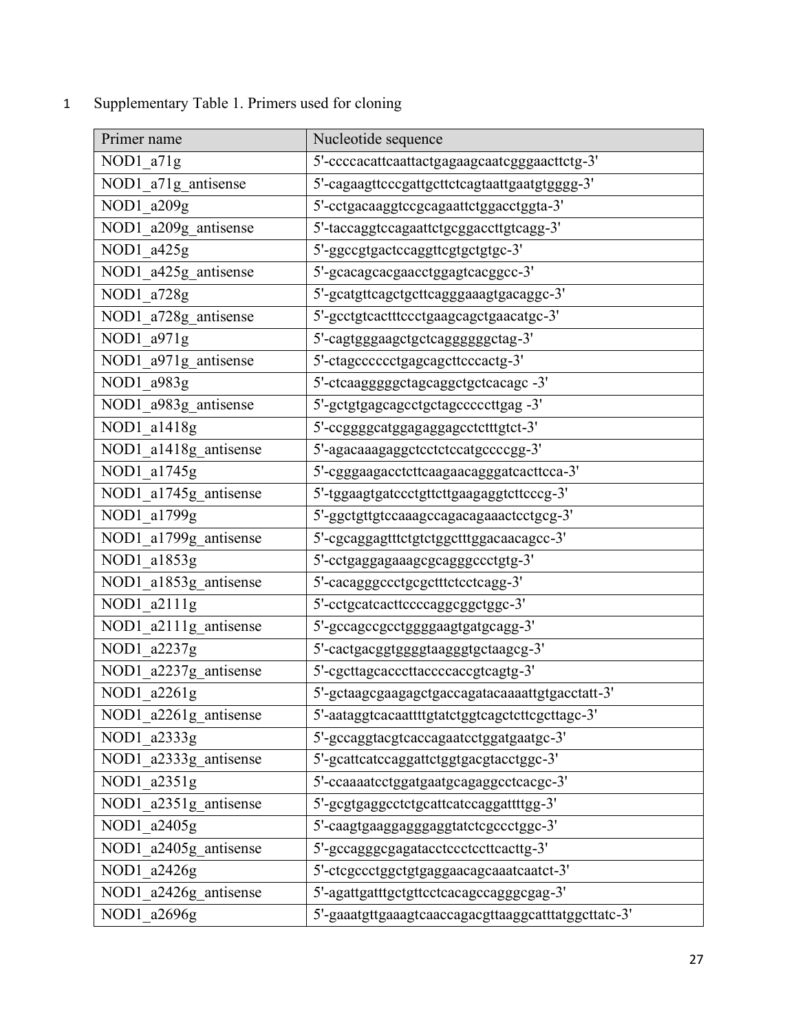Supplementary Table 1. Primers used for cloning

| Primer name | Nucleotide sequence |
|---|---|
| NOD1_a71g | 5'-ccccacattcaattactgagaagcaatcgggaacttctg-3' |
| NOD1_a71g_antisense | 5'-cagaagttcccgattgcttctcagtaattgaatgtgggg-3' |
| NOD1_a209g | 5'-cctgacaaggtccgcagaattctggacctggta-3' |
| NOD1_a209g_antisense | 5'-taccaggtccagaattctgcggaccttgtcagg-3' |
| NOD1_a425g | 5'-ggccgtgactccaggttcgtgctgtgc-3' |
| NOD1_a425g_antisense | 5'-gcacagcacgaacctggagtcacggcc-3' |
| NOD1_a728g | 5'-gcatgttcagctgcttcagggaaagtgacaggc-3' |
| NOD1_a728g_antisense | 5'-gcctgtcactttccctgaagcagctgaacatgc-3' |
| NOD1_a971g | 5'-cagtgggaagctgctcaggggggctag-3' |
| NOD1_a971g_antisense | 5'-ctagcccccctgagcagcttcccactg-3' |
| NOD1_a983g | 5'-ctcaagggggctagcaggctgctcacagc -3' |
| NOD1_a983g_antisense | 5'-gctgtgagcagcctgctagcccccttgag -3' |
| NOD1_a1418g | 5'-ccggggcatggagaggagcctctttgtct-3' |
| NOD1_a1418g_antisense | 5'-agacaaagaggctcctctccatgccccgg-3' |
| NOD1_a1745g | 5'-cgggaagacctcttcaagaacagggatcacttcca-3' |
| NOD1_a1745g_antisense | 5'-tggaagtgatccctgttcttgaagaggtcttcccg-3' |
| NOD1_a1799g | 5'-ggctgttgtccaaagccagacagaaactcctgcg-3' |
| NOD1_a1799g_antisense | 5'-cgcaggagtttctgtctggctttggacaacagcc-3' |
| NOD1_a1853g | 5'-cctgaggagaaagcgcagggccctgtg-3' |
| NOD1_a1853g_antisense | 5'-cacagggccctgcgctttctcctcagg-3' |
| NOD1_a2111g | 5'-cctgcatcacttccccaggcggctggc-3' |
| NOD1_a2111g_antisense | 5'-gccagccgcctggggaagtgatgcagg-3' |
| NOD1_a2237g | 5'-cactgacggtggggtaagggtgctaagcg-3' |
| NOD1_a2237g_antisense | 5'-cgcttagcacccttaccccaccgtcagtg-3' |
| NOD1_a2261g | 5'-gctaagcgaagagctgaccagatacaaaattgtgacctatt-3' |
| NOD1_a2261g_antisense | 5'-aataggtcacaattttgtatctggtcagctcttcgcttagc-3' |
| NOD1_a2333g | 5'-gccaggtacgtcaccagaatcctggatgaatgc-3' |
| NOD1_a2333g_antisense | 5'-gcattcatccaggattctggtgacgtacctggc-3' |
| NOD1_a2351g | 5'-ccaaaatcctggatgaatgcagaggcctcacgc-3' |
| NOD1_a2351g_antisense | 5'-gcgtgaggcctctgcattcatccaggattttgg-3' |
| NOD1_a2405g | 5'-caagtgaaggagggaggtatctcgccctggc-3' |
| NOD1_a2405g_antisense | 5'-gccagggcgagatacctccctccttcacttg-3' |
| NOD1_a2426g | 5'-ctcgccctggctgtgaggaacagcaaatcaatct-3' |
| NOD1_a2426g_antisense | 5'-agattgatttgctgttcctcacagccagggcgag-3' |
| NOD1_a2696g | 5'-gaaatgttgaaagtcaaccagacgttaaggcatttatggcttatc-3' |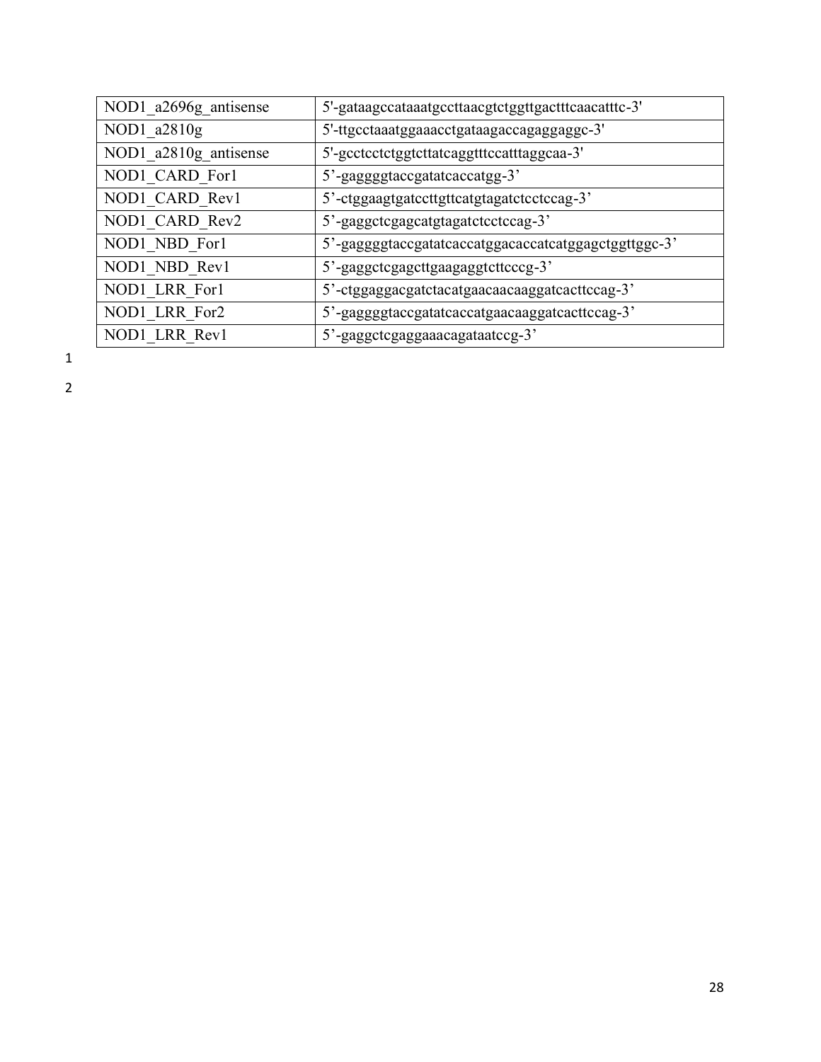| | |
|---|---|
| NOD1_a2696g_antisense | 5'-gataagccataaatgccttaacgtctggttgactttcaacatttc-3' |
| NOD1_a2810g | 5'-ttgcctaaatggaaacctgataagaccagaggaggc-3' |
| NOD1_a2810g_antisense | 5'-gcctcctctggtcttatcaggtttccatttaggcaa-3' |
| NOD1_CARD_For1 | 5’-gaggggtaccgatatcaccatgg-3’ |
| NOD1_CARD_Rev1 | 5’-ctggaagtgatccttgttcatgtagatctcctccag-3’ |
| NOD1_CARD_Rev2 | 5’-gaggctcgagcatgtagatctcctccag-3’ |
| NOD1_NBD_For1 | 5’-gaggggtaccgatatcaccatggacaccatcatggagctggttggc-3’ |
| NOD1_NBD_Rev1 | 5’-gaggctcgagcttgaagaggtcttcccg-3’ |
| NOD1_LRR_For1 | 5’-ctggaggacgatctacatgaacaacaaggatcacttccag-3’ |
| NOD1_LRR_For2 | 5’-gaggggtaccgatatcaccatgaacaaggatcacttccag-3’ |
| NOD1_LRR_Rev1 | 5’-gaggctcgaggaaacagataatccg-3’ |